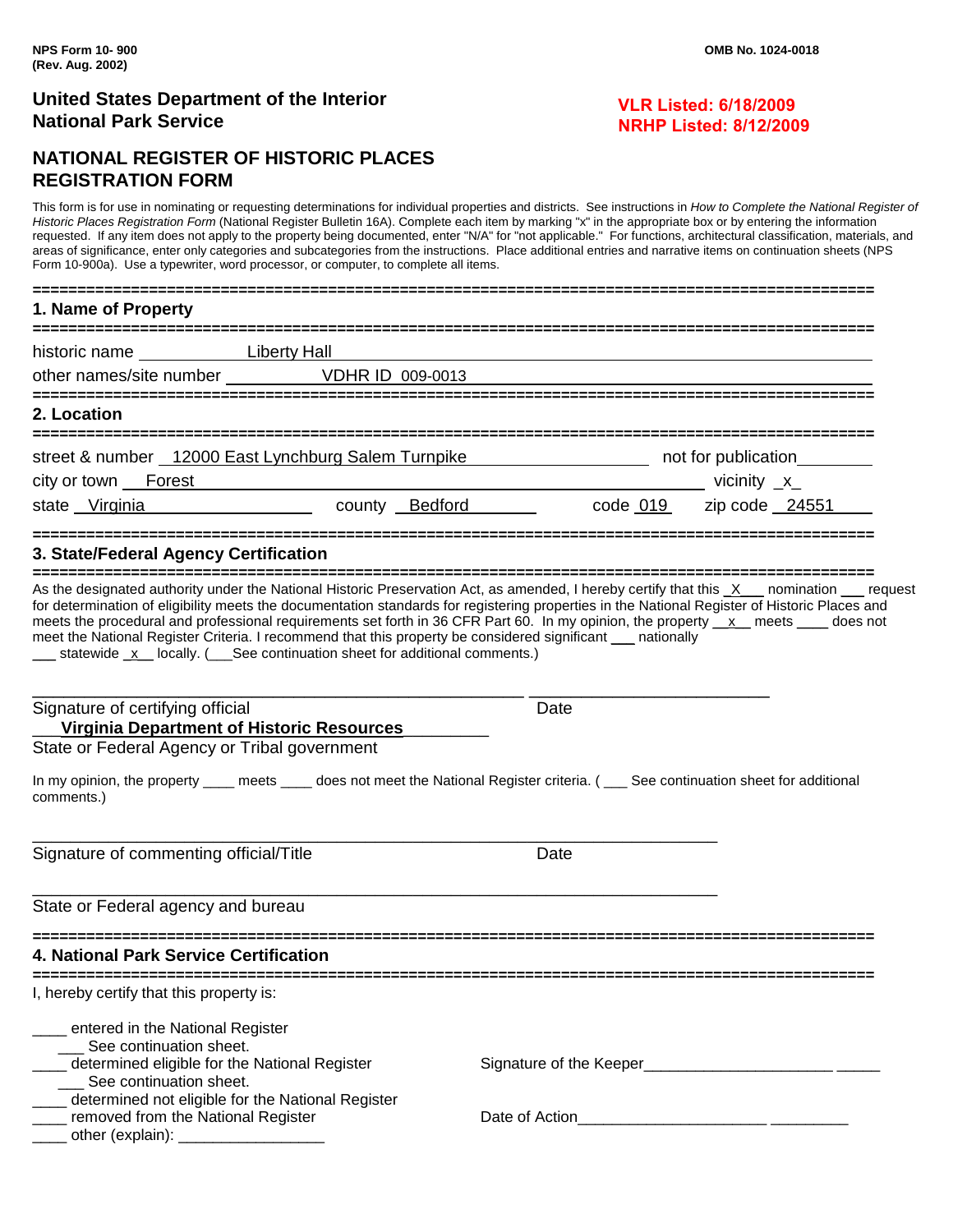NPS Form 10- 900
(Rev. Aug. 2002)

OMB No. 1024-0018

**United States Department of the Interior**
**National Park Service**

**VLR Listed: 6/18/2009**
**NRHP Listed: 8/12/2009**

# NATIONAL REGISTER OF HISTORIC PLACES REGISTRATION FORM

This form is for use in nominating or requesting determinations for individual properties and districts. See instructions in *How to Complete the National Register of Historic Places Registration Form* (National Register Bulletin 16A). Complete each item by marking "x" in the appropriate box or by entering the information requested. If any item does not apply to the property being documented, enter "N/A" for "not applicable." For functions, architectural classification, materials, and areas of significance, enter only categories and subcategories from the instructions. Place additional entries and narrative items on continuation sheets (NPS Form 10-900a). Use a typewriter, word processor, or computer, to complete all items.

## 1. Name of Property

historic name Liberty Hall

other names/site number VDHR ID 009-0013

## 2. Location

street & number 12000 East Lynchburg Salem Turnpike    not for publication ____

city or town Forest    vicinity _x_

state Virginia    county Bedford    code 019    zip code 24551

## 3. State/Federal Agency Certification

As the designated authority under the National Historic Preservation Act, as amended, I hereby certify that this _X___ nomination ___ request for determination of eligibility meets the documentation standards for registering properties in the National Register of Historic Places and meets the procedural and professional requirements set forth in 36 CFR Part 60. In my opinion, the property __x__ meets ____ does not meet the National Register Criteria. I recommend that this property be considered significant ___ nationally ___ statewide _x__ locally. (___See continuation sheet for additional comments.)

______________________________________________ ______________________
Signature of certifying official    Date

**Virginia Department of Historic Resources**
State or Federal Agency or Tribal government

In my opinion, the property ____ meets ____ does not meet the National Register criteria. ( ___ See continuation sheet for additional comments.)

______________________________________________
Signature of commenting official/Title    Date

______________________________________________
State or Federal agency and bureau

## 4. National Park Service Certification

I, hereby certify that this property is:

____ entered in the National Register
 ___ See continuation sheet.
____ determined eligible for the National Register
 ___ See continuation sheet.
____ determined not eligible for the National Register
____ removed from the National Register
____ other (explain): _________________

Signature of the Keeper______________________ _____

Date of Action______________________ _________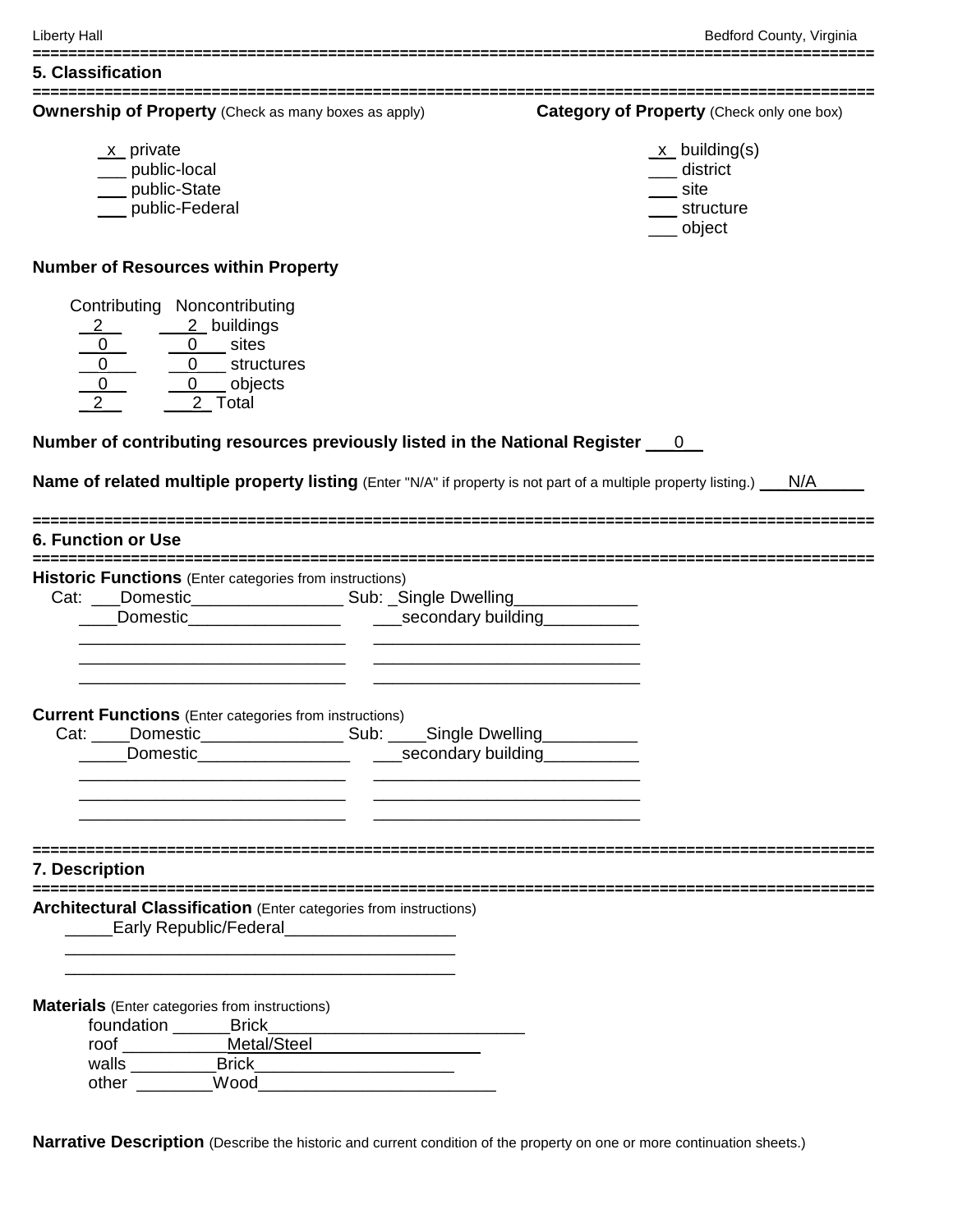## 5. Classification

**Ownership of Property** (Check as many boxes as apply)

- x private
- ___ public-local
- ___ public-State
- ___ public-Federal

**Category of Property** (Check only one box)

- x building(s)
- ___ district
- ___ site
- ___ structure
- ___ object

**Number of Resources within Property**

| Contributing | Noncontributing | |
|---|---|---|
| 2 | 2 | buildings |
| 0 | 0 | sites |
| 0 | 0 | structures |
| 0 | 0 | objects |
| 2 | 2 | Total |

**Number of contributing resources previously listed in the National Register** 0

**Name of related multiple property listing** (Enter "N/A" if property is not part of a multiple property listing.) N/A

## 6. Function or Use

**Historic Functions** (Enter categories from instructions)

| Cat: | Sub: |
|---|---|
| Domestic | Single Dwelling |
| Domestic | secondary building |

**Current Functions** (Enter categories from instructions)

| Cat: | Sub: |
|---|---|
| Domestic | Single Dwelling |
| Domestic | secondary building |

## 7. Description

**Architectural Classification** (Enter categories from instructions)

Early Republic/Federal

**Materials** (Enter categories from instructions)

- foundation Brick
- roof Metal/Steel
- walls Brick
- other Wood

**Narrative Description** (Describe the historic and current condition of the property on one or more continuation sheets.)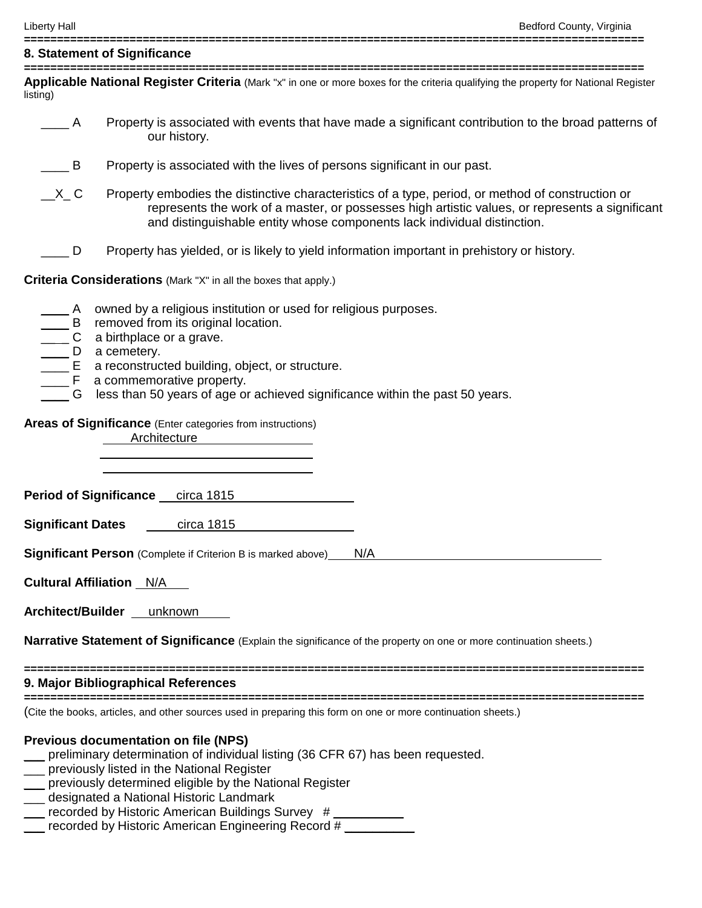## 8. Statement of Significance

**Applicable National Register Criteria** (Mark "x" in one or more boxes for the criteria qualifying the property for National Register listing)

____ A  Property is associated with events that have made a significant contribution to the broad patterns of our history.

____ B  Property is associated with the lives of persons significant in our past.

__X_ C  Property embodies the distinctive characteristics of a type, period, or method of construction or represents the work of a master, or possesses high artistic values, or represents a significant and distinguishable entity whose components lack individual distinction.

____ D  Property has yielded, or is likely to yield information important in prehistory or history.

**Criteria Considerations** (Mark "X" in all the boxes that apply.)

____ A  owned by a religious institution or used for religious purposes.
____ B  removed from its original location.
____ C  a birthplace or a grave.
____ D  a cemetery.
____ E  a reconstructed building, object, or structure.
____ F  a commemorative property.
____ G  less than 50 years of age or achieved significance within the past 50 years.

**Areas of Significance** (Enter categories from instructions)
Architecture

**Period of Significance** circa 1815

**Significant Dates** circa 1815

**Significant Person** (Complete if Criterion B is marked above) N/A

**Cultural Affiliation** N/A

**Architect/Builder** unknown

**Narrative Statement of Significance** (Explain the significance of the property on one or more continuation sheets.)

## 9. Major Bibliographical References

(Cite the books, articles, and other sources used in preparing this form on one or more continuation sheets.)

**Previous documentation on file (NPS)**
___ preliminary determination of individual listing (36 CFR 67) has been requested.
___ previously listed in the National Register
___ previously determined eligible by the National Register
___ designated a National Historic Landmark
___ recorded by Historic American Buildings Survey # ________
___ recorded by Historic American Engineering Record # ________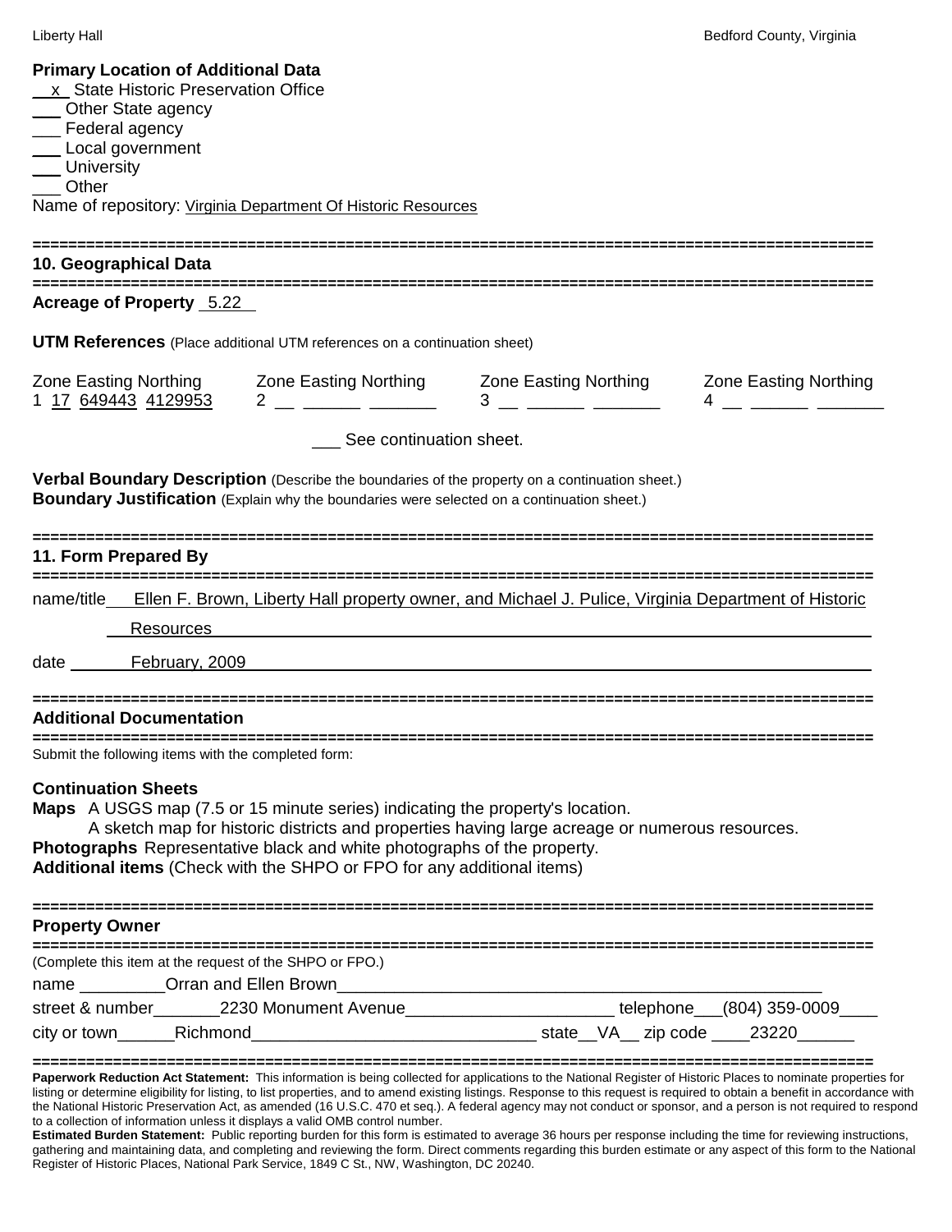**Primary Location of Additional Data**
\_x\_ State Historic Preservation Office
\_\_\_ Other State agency
\_\_\_ Federal agency
\_\_\_ Local government
\_\_\_ University
\_\_\_ Other
Name of repository: Virginia Department Of Historic Resources

## 10. Geographical Data

**Acreage of Property** 5.22

**UTM References** (Place additional UTM references on a continuation sheet)

| | Zone | Easting | Northing |
|---|---|---|---|
| 1 | 17 | 649443 | 4129953 |
| 2 | | | |
| 3 | | | |
| 4 | | | |

\_\_\_ See continuation sheet.

**Verbal Boundary Description** (Describe the boundaries of the property on a continuation sheet.)
**Boundary Justification** (Explain why the boundaries were selected on a continuation sheet.)

## 11. Form Prepared By

name/title Ellen F. Brown, Liberty Hall property owner, and Michael J. Pulice, Virginia Department of Historic Resources

date February, 2009

## Additional Documentation

Submit the following items with the completed form:

**Continuation Sheets**
**Maps** A USGS map (7.5 or 15 minute series) indicating the property's location.
A sketch map for historic districts and properties having large acreage or numerous resources.
**Photographs** Representative black and white photographs of the property.
**Additional items** (Check with the SHPO or FPO for any additional items)

## Property Owner

(Complete this item at the request of the SHPO or FPO.)
name Orran and Ellen Brown
street & number 2230 Monument Avenue telephone (804) 359-0009
city or town Richmond state VA zip code 23220

**Paperwork Reduction Act Statement:** This information is being collected for applications to the National Register of Historic Places to nominate properties for listing or determine eligibility for listing, to list properties, and to amend existing listings. Response to this request is required to obtain a benefit in accordance with the National Historic Preservation Act, as amended (16 U.S.C. 470 et seq.). A federal agency may not conduct or sponsor, and a person is not required to respond to a collection of information unless it displays a valid OMB control number.
**Estimated Burden Statement:** Public reporting burden for this form is estimated to average 36 hours per response including the time for reviewing instructions, gathering and maintaining data, and completing and reviewing the form. Direct comments regarding this burden estimate or any aspect of this form to the National Register of Historic Places, National Park Service, 1849 C St., NW, Washington, DC 20240.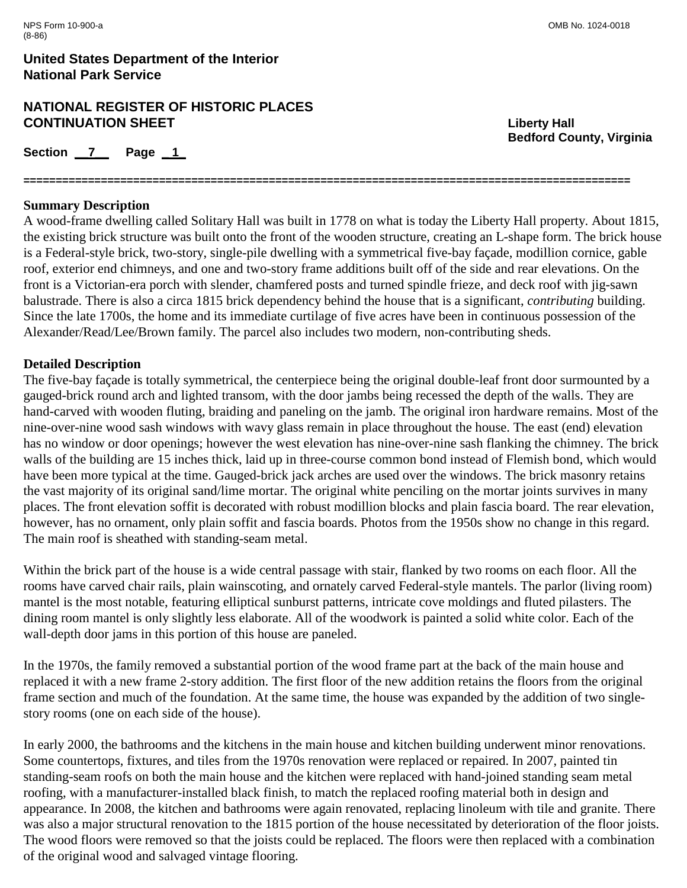**Summary Description**

A wood-frame dwelling called Solitary Hall was built in 1778 on what is today the Liberty Hall property. About 1815, the existing brick structure was built onto the front of the wooden structure, creating an L-shape form. The brick house is a Federal-style brick, two-story, single-pile dwelling with a symmetrical five-bay façade, modillion cornice, gable roof, exterior end chimneys, and one and two-story frame additions built off of the side and rear elevations. On the front is a Victorian-era porch with slender, chamfered posts and turned spindle frieze, and deck roof with jig-sawn balustrade. There is also a circa 1815 brick dependency behind the house that is a significant, *contributing* building. Since the late 1700s, the home and its immediate curtilage of five acres have been in continuous possession of the Alexander/Read/Lee/Brown family. The parcel also includes two modern, non-contributing sheds.

**Detailed Description**

The five-bay façade is totally symmetrical, the centerpiece being the original double-leaf front door surmounted by a gauged-brick round arch and lighted transom, with the door jambs being recessed the depth of the walls. They are hand-carved with wooden fluting, braiding and paneling on the jamb. The original iron hardware remains. Most of the nine-over-nine wood sash windows with wavy glass remain in place throughout the house. The east (end) elevation has no window or door openings; however the west elevation has nine-over-nine sash flanking the chimney. The brick walls of the building are 15 inches thick, laid up in three-course common bond instead of Flemish bond, which would have been more typical at the time. Gauged-brick jack arches are used over the windows. The brick masonry retains the vast majority of its original sand/lime mortar. The original white penciling on the mortar joints survives in many places. The front elevation soffit is decorated with robust modillion blocks and plain fascia board. The rear elevation, however, has no ornament, only plain soffit and fascia boards. Photos from the 1950s show no change in this regard. The main roof is sheathed with standing-seam metal.

Within the brick part of the house is a wide central passage with stair, flanked by two rooms on each floor. All the rooms have carved chair rails, plain wainscoting, and ornately carved Federal-style mantels. The parlor (living room) mantel is the most notable, featuring elliptical sunburst patterns, intricate cove moldings and fluted pilasters. The dining room mantel is only slightly less elaborate. All of the woodwork is painted a solid white color. Each of the wall-depth door jams in this portion of this house are paneled.

In the 1970s, the family removed a substantial portion of the wood frame part at the back of the main house and replaced it with a new frame 2-story addition. The first floor of the new addition retains the floors from the original frame section and much of the foundation. At the same time, the house was expanded by the addition of two single-story rooms (one on each side of the house).

In early 2000, the bathrooms and the kitchens in the main house and kitchen building underwent minor renovations. Some countertops, fixtures, and tiles from the 1970s renovation were replaced or repaired. In 2007, painted tin standing-seam roofs on both the main house and the kitchen were replaced with hand-joined standing seam metal roofing, with a manufacturer-installed black finish, to match the replaced roofing material both in design and appearance. In 2008, the kitchen and bathrooms were again renovated, replacing linoleum with tile and granite. There was also a major structural renovation to the 1815 portion of the house necessitated by deterioration of the floor joists. The wood floors were removed so that the joists could be replaced. The floors were then replaced with a combination of the original wood and salvaged vintage flooring.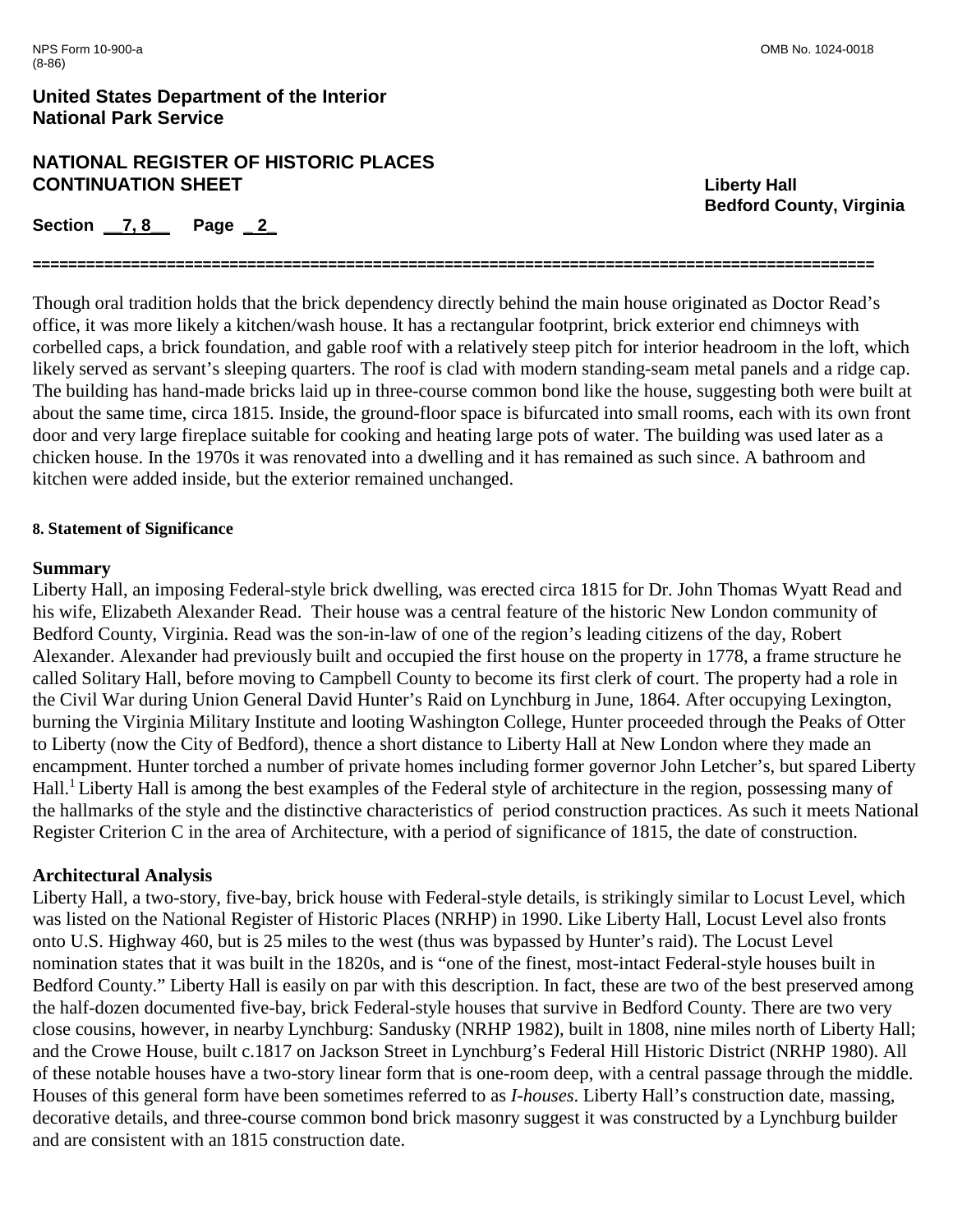Though oral tradition holds that the brick dependency directly behind the main house originated as Doctor Read's office, it was more likely a kitchen/wash house. It has a rectangular footprint, brick exterior end chimneys with corbelled caps, a brick foundation, and gable roof with a relatively steep pitch for interior headroom in the loft, which likely served as servant's sleeping quarters. The roof is clad with modern standing-seam metal panels and a ridge cap. The building has hand-made bricks laid up in three-course common bond like the house, suggesting both were built at about the same time, circa 1815. Inside, the ground-floor space is bifurcated into small rooms, each with its own front door and very large fireplace suitable for cooking and heating large pots of water. The building was used later as a chicken house. In the 1970s it was renovated into a dwelling and it has remained as such since. A bathroom and kitchen were added inside, but the exterior remained unchanged.

#### 8. Statement of Significance

**Summary**

Liberty Hall, an imposing Federal-style brick dwelling, was erected circa 1815 for Dr. John Thomas Wyatt Read and his wife, Elizabeth Alexander Read. Their house was a central feature of the historic New London community of Bedford County, Virginia. Read was the son-in-law of one of the region's leading citizens of the day, Robert Alexander. Alexander had previously built and occupied the first house on the property in 1778, a frame structure he called Solitary Hall, before moving to Campbell County to become its first clerk of court. The property had a role in the Civil War during Union General David Hunter's Raid on Lynchburg in June, 1864. After occupying Lexington, burning the Virginia Military Institute and looting Washington College, Hunter proceeded through the Peaks of Otter to Liberty (now the City of Bedford), thence a short distance to Liberty Hall at New London where they made an encampment. Hunter torched a number of private homes including former governor John Letcher's, but spared Liberty Hall.[1] Liberty Hall is among the best examples of the Federal style of architecture in the region, possessing many of the hallmarks of the style and the distinctive characteristics of period construction practices. As such it meets National Register Criterion C in the area of Architecture, with a period of significance of 1815, the date of construction.

**Architectural Analysis**

Liberty Hall, a two-story, five-bay, brick house with Federal-style details, is strikingly similar to Locust Level, which was listed on the National Register of Historic Places (NRHP) in 1990. Like Liberty Hall, Locust Level also fronts onto U.S. Highway 460, but is 25 miles to the west (thus was bypassed by Hunter's raid). The Locust Level nomination states that it was built in the 1820s, and is "one of the finest, most-intact Federal-style houses built in Bedford County." Liberty Hall is easily on par with this description. In fact, these are two of the best preserved among the half-dozen documented five-bay, brick Federal-style houses that survive in Bedford County. There are two very close cousins, however, in nearby Lynchburg: Sandusky (NRHP 1982), built in 1808, nine miles north of Liberty Hall; and the Crowe House, built c.1817 on Jackson Street in Lynchburg's Federal Hill Historic District (NRHP 1980). All of these notable houses have a two-story linear form that is one-room deep, with a central passage through the middle. Houses of this general form have been sometimes referred to as *I-houses*. Liberty Hall's construction date, massing, decorative details, and three-course common bond brick masonry suggest it was constructed by a Lynchburg builder and are consistent with an 1815 construction date.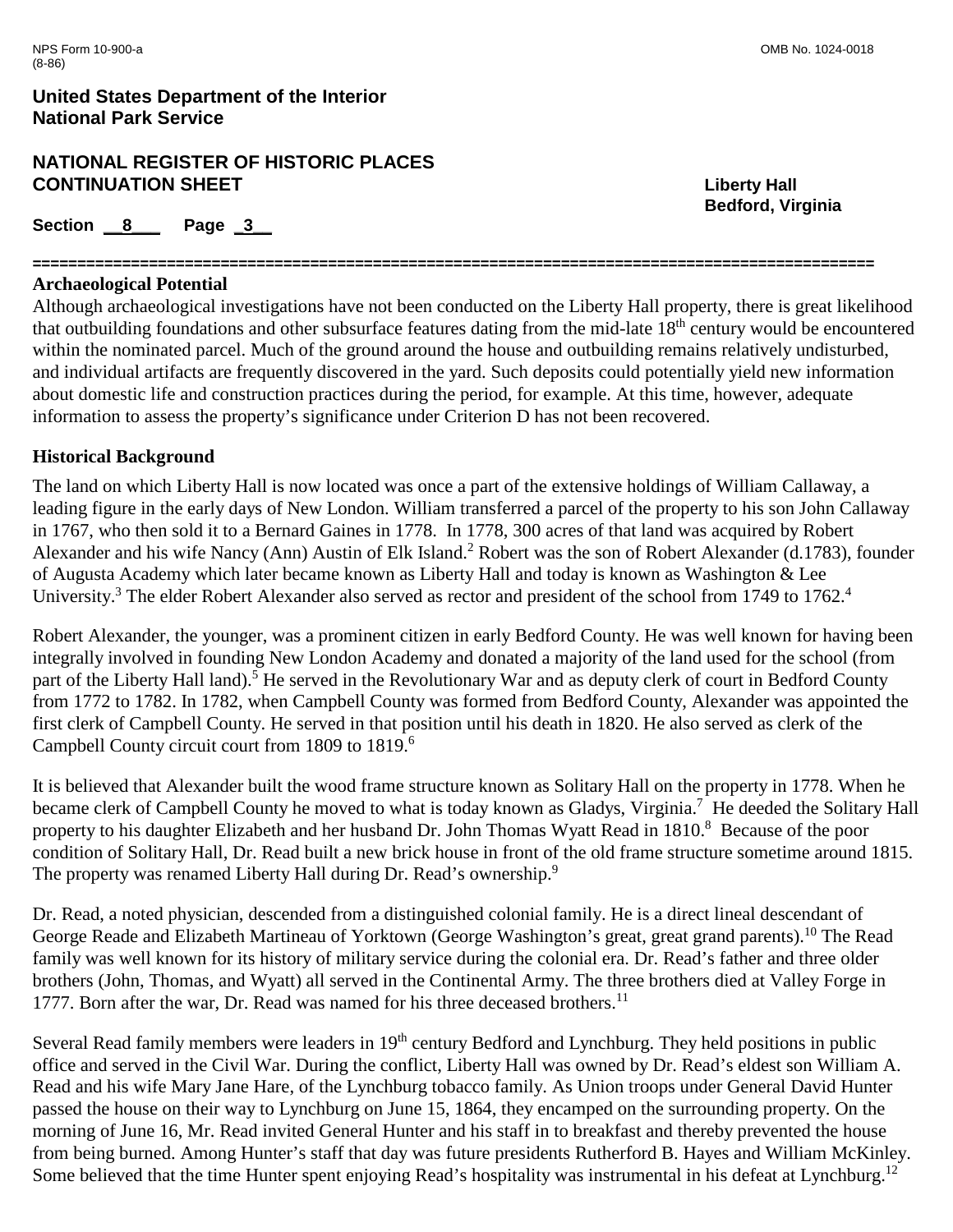## Archaeological Potential

Although archaeological investigations have not been conducted on the Liberty Hall property, there is great likelihood that outbuilding foundations and other subsurface features dating from the mid-late 18th century would be encountered within the nominated parcel. Much of the ground around the house and outbuilding remains relatively undisturbed, and individual artifacts are frequently discovered in the yard. Such deposits could potentially yield new information about domestic life and construction practices during the period, for example. At this time, however, adequate information to assess the property's significance under Criterion D has not been recovered.

## Historical Background

The land on which Liberty Hall is now located was once a part of the extensive holdings of William Callaway, a leading figure in the early days of New London. William transferred a parcel of the property to his son John Callaway in 1767, who then sold it to a Bernard Gaines in 1778. In 1778, 300 acres of that land was acquired by Robert Alexander and his wife Nancy (Ann) Austin of Elk Island.[2] Robert was the son of Robert Alexander (d.1783), founder of Augusta Academy which later became known as Liberty Hall and today is known as Washington & Lee University.[3] The elder Robert Alexander also served as rector and president of the school from 1749 to 1762.[4]

Robert Alexander, the younger, was a prominent citizen in early Bedford County. He was well known for having been integrally involved in founding New London Academy and donated a majority of the land used for the school (from part of the Liberty Hall land).[5] He served in the Revolutionary War and as deputy clerk of court in Bedford County from 1772 to 1782. In 1782, when Campbell County was formed from Bedford County, Alexander was appointed the first clerk of Campbell County. He served in that position until his death in 1820. He also served as clerk of the Campbell County circuit court from 1809 to 1819.[6]

It is believed that Alexander built the wood frame structure known as Solitary Hall on the property in 1778. When he became clerk of Campbell County he moved to what is today known as Gladys, Virginia.[7] He deeded the Solitary Hall property to his daughter Elizabeth and her husband Dr. John Thomas Wyatt Read in 1810.[8] Because of the poor condition of Solitary Hall, Dr. Read built a new brick house in front of the old frame structure sometime around 1815. The property was renamed Liberty Hall during Dr. Read's ownership.[9]

Dr. Read, a noted physician, descended from a distinguished colonial family. He is a direct lineal descendant of George Reade and Elizabeth Martineau of Yorktown (George Washington's great, great grand parents).[10] The Read family was well known for its history of military service during the colonial era. Dr. Read's father and three older brothers (John, Thomas, and Wyatt) all served in the Continental Army. The three brothers died at Valley Forge in 1777. Born after the war, Dr. Read was named for his three deceased brothers.[11]

Several Read family members were leaders in 19th century Bedford and Lynchburg. They held positions in public office and served in the Civil War. During the conflict, Liberty Hall was owned by Dr. Read's eldest son William A. Read and his wife Mary Jane Hare, of the Lynchburg tobacco family. As Union troops under General David Hunter passed the house on their way to Lynchburg on June 15, 1864, they encamped on the surrounding property. On the morning of June 16, Mr. Read invited General Hunter and his staff in to breakfast and thereby prevented the house from being burned. Among Hunter's staff that day was future presidents Rutherford B. Hayes and William McKinley. Some believed that the time Hunter spent enjoying Read's hospitality was instrumental in his defeat at Lynchburg.[12]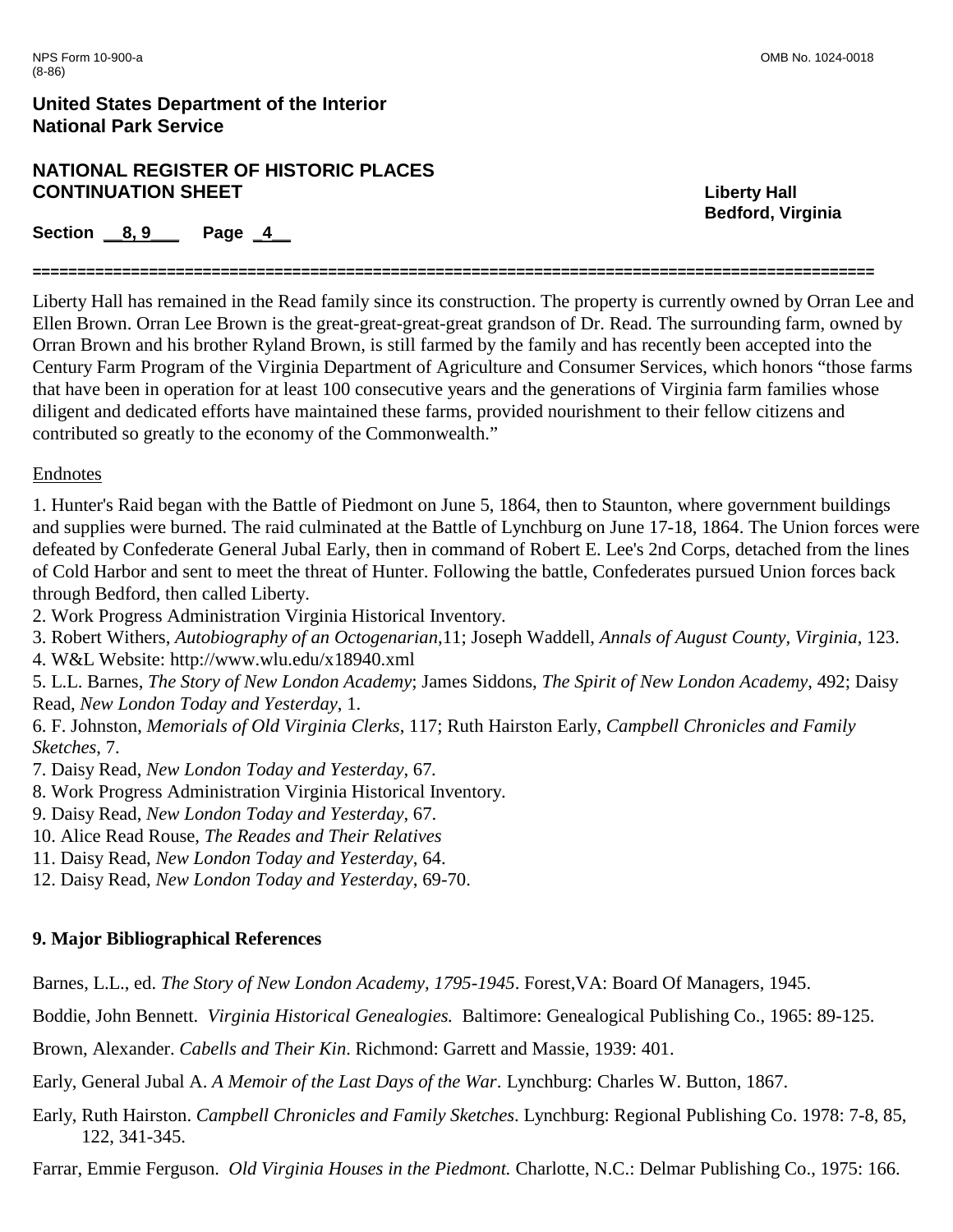Liberty Hall has remained in the Read family since its construction. The property is currently owned by Orran Lee and Ellen Brown. Orran Lee Brown is the great-great-great-great grandson of Dr. Read. The surrounding farm, owned by Orran Brown and his brother Ryland Brown, is still farmed by the family and has recently been accepted into the Century Farm Program of the Virginia Department of Agriculture and Consumer Services, which honors "those farms that have been in operation for at least 100 consecutive years and the generations of Virginia farm families whose diligent and dedicated efforts have maintained these farms, provided nourishment to their fellow citizens and contributed so greatly to the economy of the Commonwealth."

Endnotes

1. Hunter's Raid began with the Battle of Piedmont on June 5, 1864, then to Staunton, where government buildings and supplies were burned. The raid culminated at the Battle of Lynchburg on June 17-18, 1864. The Union forces were defeated by Confederate General Jubal Early, then in command of Robert E. Lee's 2nd Corps, detached from the lines of Cold Harbor and sent to meet the threat of Hunter. Following the battle, Confederates pursued Union forces back through Bedford, then called Liberty.
2. Work Progress Administration Virginia Historical Inventory.
3. Robert Withers, *Autobiography of an Octogenarian*,11; Joseph Waddell, *Annals of August County, Virginia*, 123.
4. W&L Website: http://www.wlu.edu/x18940.xml
5. L.L. Barnes, *The Story of New London Academy*; James Siddons, *The Spirit of New London Academy*, 492; Daisy Read, *New London Today and Yesterday*, 1.
6. F. Johnston, *Memorials of Old Virginia Clerks*, 117; Ruth Hairston Early, *Campbell Chronicles and Family Sketches*, 7.
7. Daisy Read, *New London Today and Yesterday*, 67.
8. Work Progress Administration Virginia Historical Inventory.
9. Daisy Read, *New London Today and Yesterday*, 67.
10. Alice Read Rouse, *The Reades and Their Relatives*
11. Daisy Read, *New London Today and Yesterday*, 64.
12. Daisy Read, *New London Today and Yesterday*, 69-70.

## 9. Major Bibliographical References

Barnes, L.L., ed. *The Story of New London Academy, 1795-1945*. Forest,VA: Board Of Managers, 1945.

Boddie, John Bennett. *Virginia Historical Genealogies.* Baltimore: Genealogical Publishing Co., 1965: 89-125.

Brown, Alexander. *Cabells and Their Kin*. Richmond: Garrett and Massie, 1939: 401.

Early, General Jubal A. *A Memoir of the Last Days of the War*. Lynchburg: Charles W. Button, 1867.

Early, Ruth Hairston. *Campbell Chronicles and Family Sketches*. Lynchburg: Regional Publishing Co. 1978: 7-8, 85, 122, 341-345.

Farrar, Emmie Ferguson. *Old Virginia Houses in the Piedmont.* Charlotte, N.C.: Delmar Publishing Co., 1975: 166.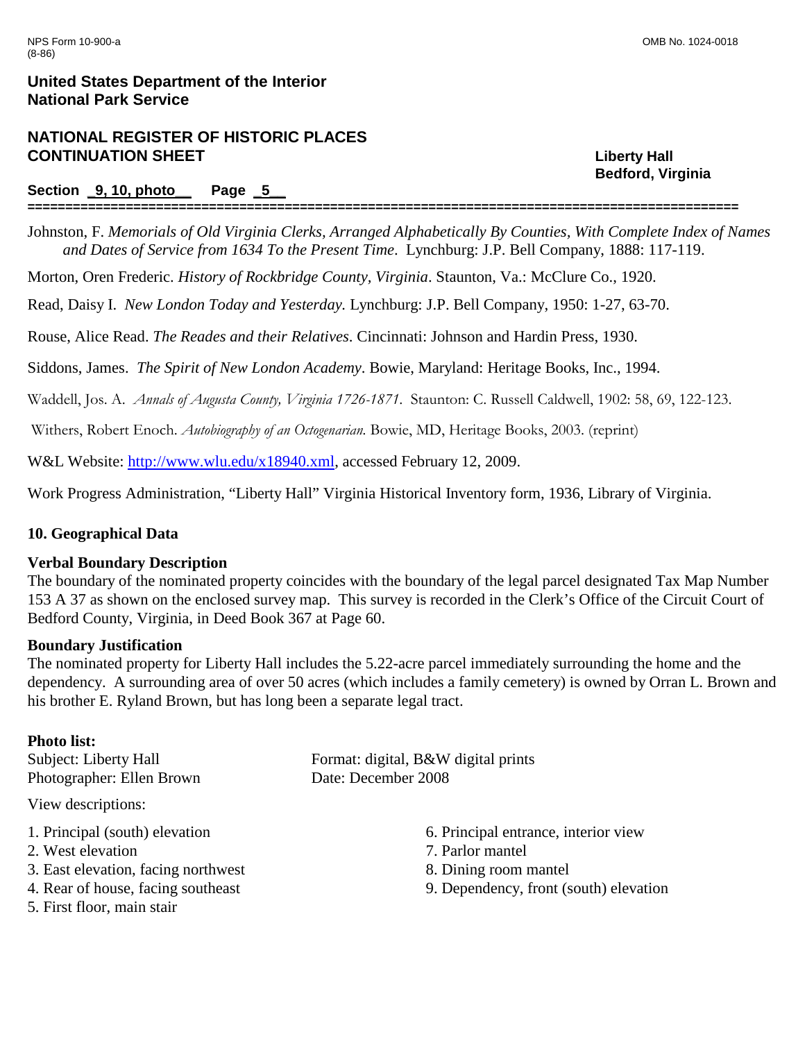Johnston, F. *Memorials of Old Virginia Clerks, Arranged Alphabetically By Counties, With Complete Index of Names and Dates of Service from 1634 To the Present Time*. Lynchburg: J.P. Bell Company, 1888: 117-119.

Morton, Oren Frederic. *History of Rockbridge County, Virginia*. Staunton, Va.: McClure Co., 1920.

Read, Daisy I. *New London Today and Yesterday.* Lynchburg: J.P. Bell Company, 1950: 1-27, 63-70.

Rouse, Alice Read. *The Reades and their Relatives*. Cincinnati: Johnson and Hardin Press, 1930.

Siddons, James. *The Spirit of New London Academy*. Bowie, Maryland: Heritage Books, Inc., 1994.

Waddell, Jos. A. *Annals of Augusta County, Virginia 1726-1871*. Staunton: C. Russell Caldwell, 1902: 58, 69, 122-123.

Withers, Robert Enoch. *Autobiography of an Octogenarian.* Bowie, MD, Heritage Books, 2003. (reprint)

W&L Website: http://www.wlu.edu/x18940.xml, accessed February 12, 2009.

Work Progress Administration, "Liberty Hall" Virginia Historical Inventory form, 1936, Library of Virginia.

## 10. Geographical Data

**Verbal Boundary Description**
The boundary of the nominated property coincides with the boundary of the legal parcel designated Tax Map Number 153 A 37 as shown on the enclosed survey map. This survey is recorded in the Clerk's Office of the Circuit Court of Bedford County, Virginia, in Deed Book 367 at Page 60.

**Boundary Justification**
The nominated property for Liberty Hall includes the 5.22-acre parcel immediately surrounding the home and the dependency. A surrounding area of over 50 acres (which includes a family cemetery) is owned by Orran L. Brown and his brother E. Ryland Brown, but has long been a separate legal tract.

**Photo list:**

Subject: Liberty Hall
Photographer: Ellen Brown
Format: digital, B&W digital prints
Date: December 2008

View descriptions:

1. Principal (south) elevation
2. West elevation
3. East elevation, facing northwest
4. Rear of house, facing southeast
5. First floor, main stair
6. Principal entrance, interior view
7. Parlor mantel
8. Dining room mantel
9. Dependency, front (south) elevation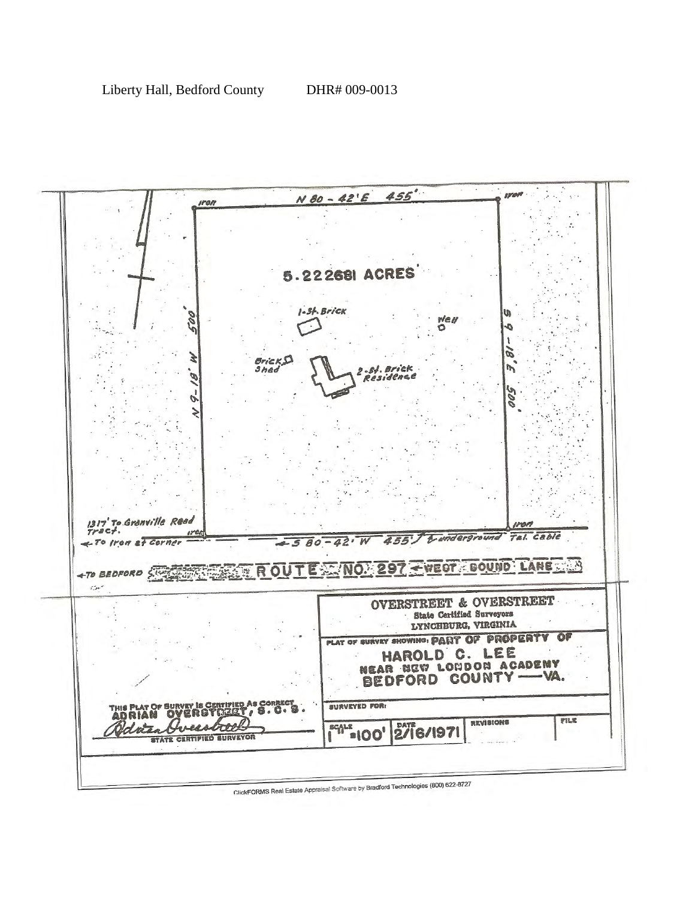Liberty Hall, Bedford County DHR# 009-0013

N 80 - 42' E 455'

Iron

Iron

5.222681 ACRES

1-St. Brick

Well

Brick Shed

2-St. Brick Residence

N 9-18' W 500'

S 9-18' E 500'

1317' To Granville Road Tract.

← To Iron at Corner

Iron

Iron

← S 80-42' W 455' ⅊ Underground Tel. Cable

← TO BEDFORD ROUTE NO. 297 ← WEST BOUND LANE

OVERSTREET & OVERSTREET
State Certified Surveyors
LYNCHBURG, VIRGINIA

PLAT OF SURVEY SHOWING: PART OF PROPERTY OF
HAROLD C. LEE
NEAR NEW LONDON ACADEMY
BEDFORD COUNTY — VA.

SURVEYED FOR:

| SCALE | DATE | REVISIONS | FILE |
|---|---|---|---|
| 1" = 100' | 2/16/1971 | | |

THIS PLAT OF SURVEY IS CERTIFIED AS CORRECT
ADRIAN OVERSTREET, S. C. S.

Adrian Overstreet

STATE CERTIFIED SURVEYOR

ClickFORMS Real Estate Appraisal Software by Bradford Technologies (800) 622-8727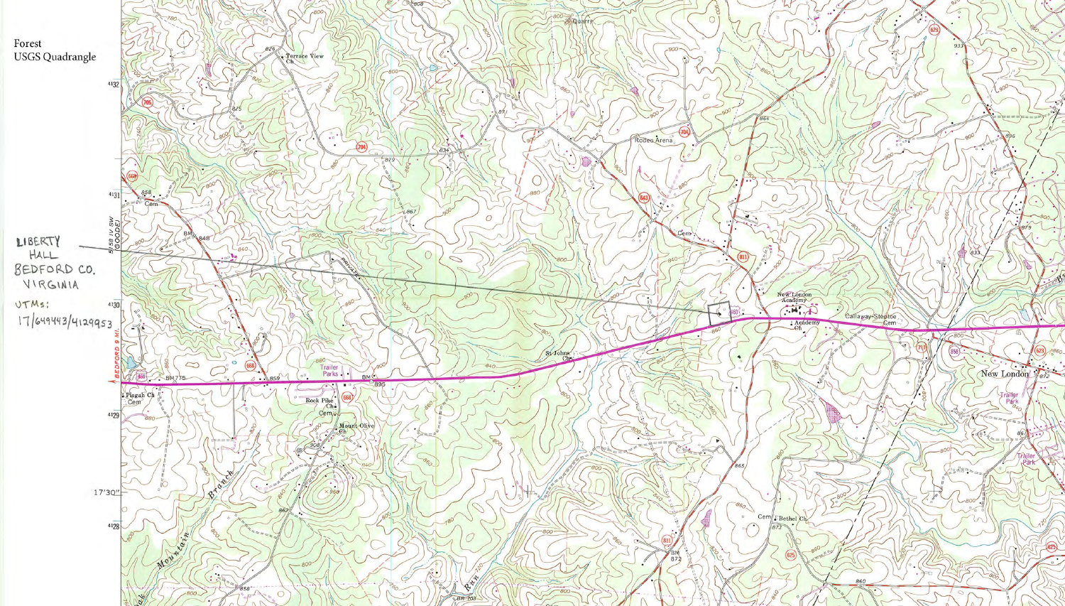Forest
USGS Quadrangle

LIBERTY HALL
BEDFORD CO.
VIRGINIA

UTMs:
17/649443/4129953